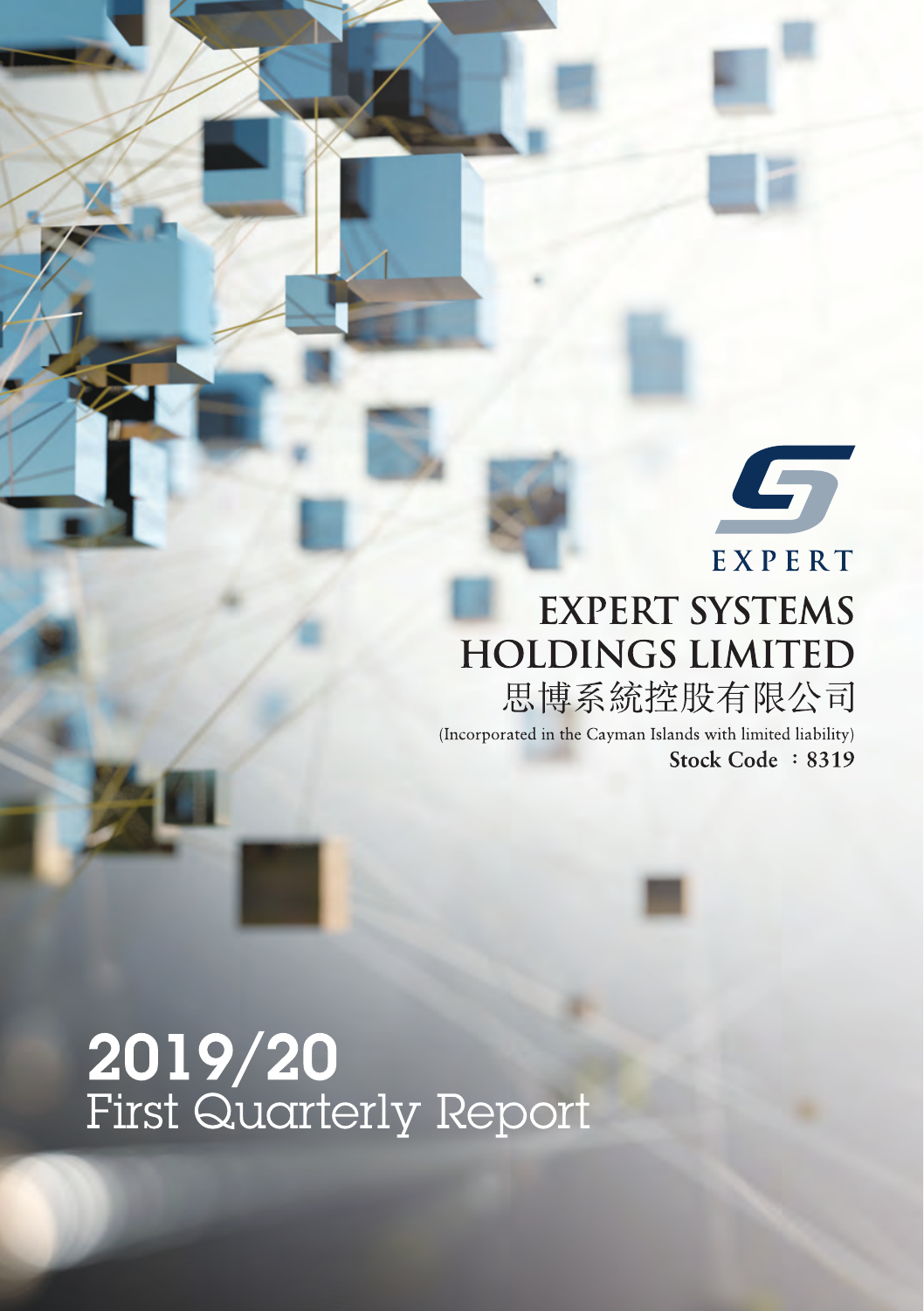EXPERT

# EXPERT SYSTEMS HOLDINGS LIMITED

# 思博系統控股有限公司

(Incorporated in the Cayman Islands with limited liability)

**Stock Code ：8319**

# 2019/20

## First Quarterly Report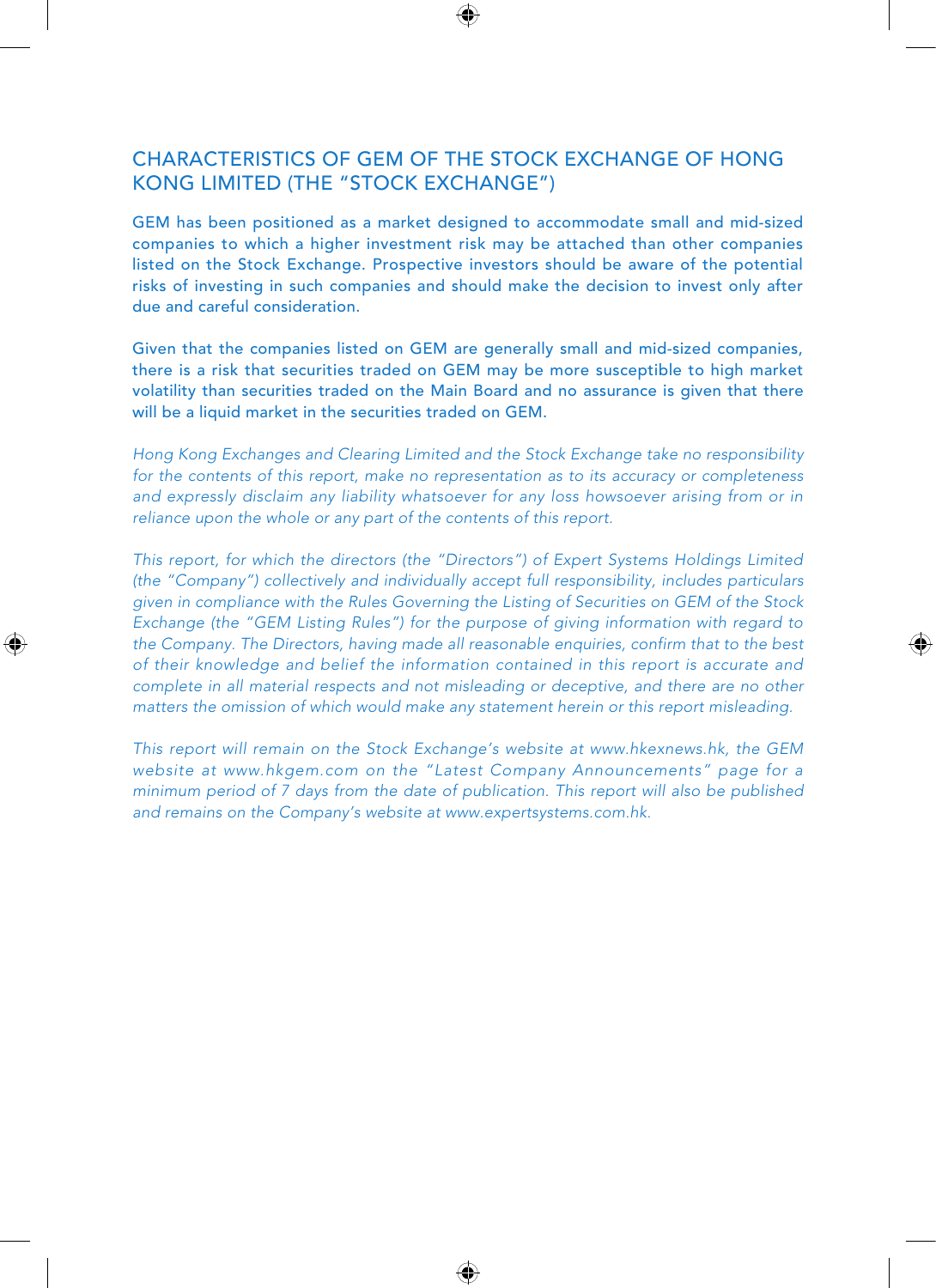## CHARACTERISTICS OF GEM OF THE STOCK EXCHANGE OF HONG KONG LIMITED (THE "STOCK EXCHANGE")

GEM has been positioned as a market designed to accommodate small and mid-sized companies to which a higher investment risk may be attached than other companies listed on the Stock Exchange. Prospective investors should be aware of the potential risks of investing in such companies and should make the decision to invest only after due and careful consideration.

Given that the companies listed on GEM are generally small and mid-sized companies, there is a risk that securities traded on GEM may be more susceptible to high market volatility than securities traded on the Main Board and no assurance is given that there will be a liquid market in the securities traded on GEM.

*Hong Kong Exchanges and Clearing Limited and the Stock Exchange take no responsibility for the contents of this report, make no representation as to its accuracy or completeness and expressly disclaim any liability whatsoever for any loss howsoever arising from or in reliance upon the whole or any part of the contents of this report.*

*This report, for which the directors (the "Directors") of Expert Systems Holdings Limited (the "Company") collectively and individually accept full responsibility, includes particulars given in compliance with the Rules Governing the Listing of Securities on GEM of the Stock Exchange (the "GEM Listing Rules") for the purpose of giving information with regard to the Company. The Directors, having made all reasonable enquiries, confirm that to the best of their knowledge and belief the information contained in this report is accurate and complete in all material respects and not misleading or deceptive, and there are no other matters the omission of which would make any statement herein or this report misleading.*

*This report will remain on the Stock Exchange's website at www.hkexnews.hk, the GEM website at www.hkgem.com on the "Latest Company Announcements" page for a minimum period of 7 days from the date of publication. This report will also be published and remains on the Company's website at www.expertsystems.com.hk.*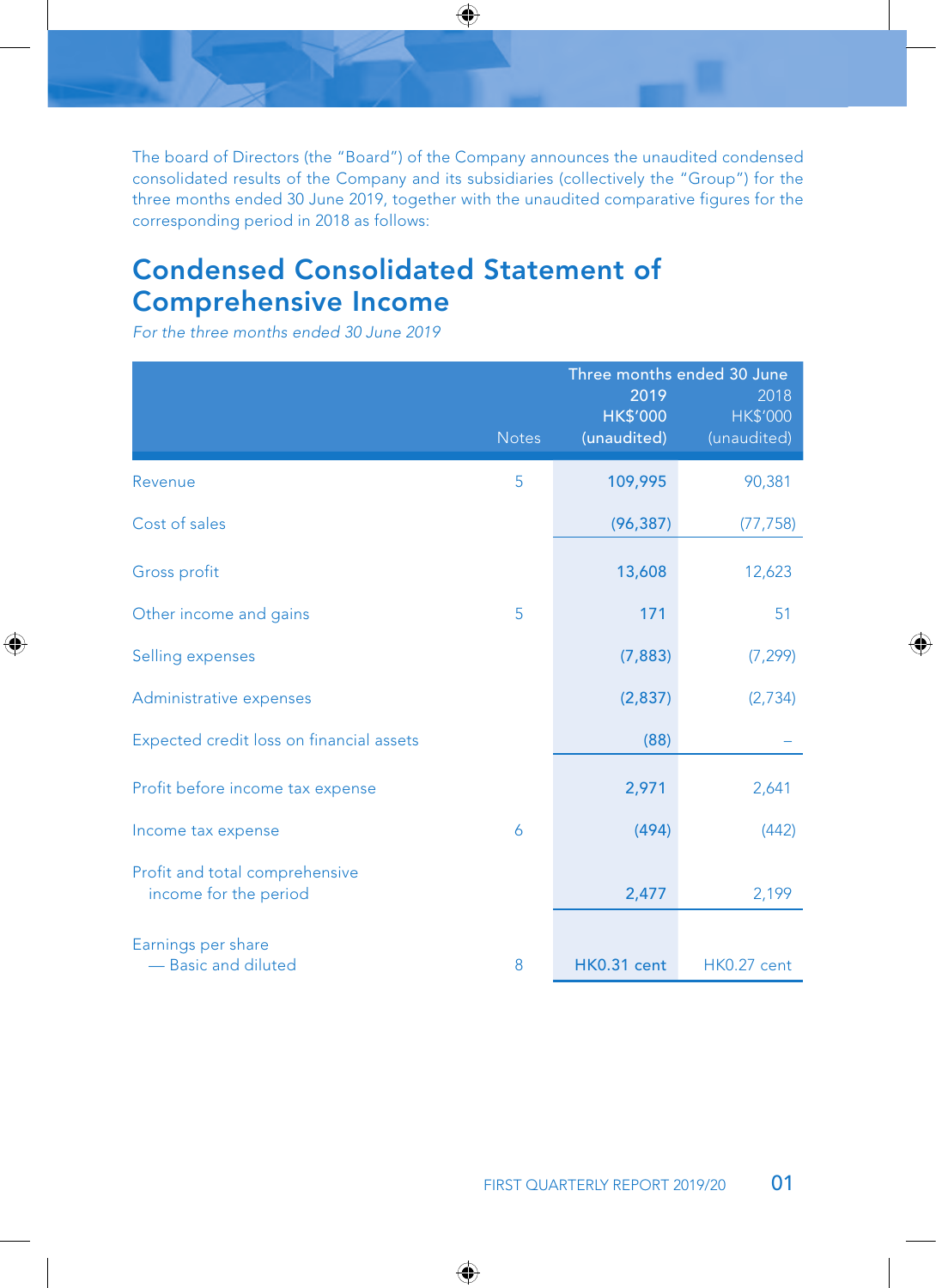The board of Directors (the "Board") of the Company announces the unaudited condensed consolidated results of the Company and its subsidiaries (collectively the "Group") for the three months ended 30 June 2019, together with the unaudited comparative figures for the corresponding period in 2018 as follows:

# Condensed Consolidated Statement of Comprehensive Income

*For the three months ended 30 June 2019*

| | Notes | Three months ended 30 June 2019 HK$'000 (unaudited) | 2018 HK$'000 (unaudited) |
|---|---|---|---|
| Revenue | 5 | 109,995 | 90,381 |
| Cost of sales | | (96,387) | (77,758) |
| Gross profit | | 13,608 | 12,623 |
| Other income and gains | 5 | 171 | 51 |
| Selling expenses | | (7,883) | (7,299) |
| Administrative expenses | | (2,837) | (2,734) |
| Expected credit loss on financial assets | | (88) | – |
| Profit before income tax expense | | 2,971 | 2,641 |
| Income tax expense | 6 | (494) | (442) |
| Profit and total comprehensive income for the period | | 2,477 | 2,199 |
| Earnings per share — Basic and diluted | 8 | HK0.31 cent | HK0.27 cent |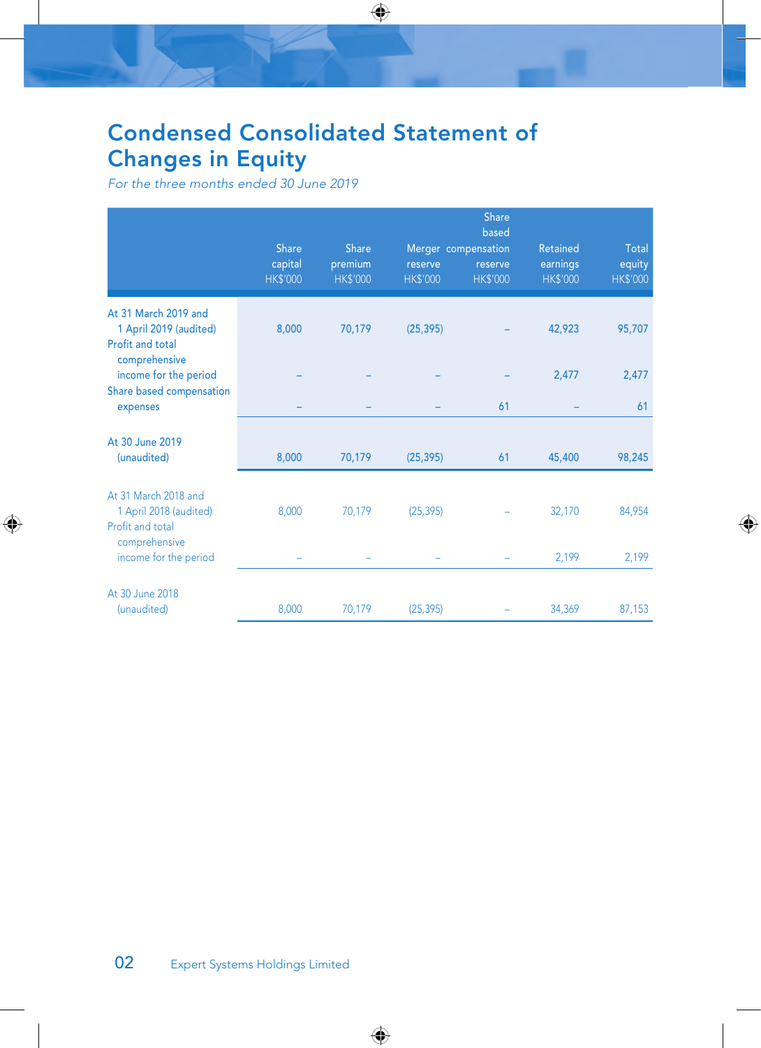# Condensed Consolidated Statement of Changes in Equity

*For the three months ended 30 June 2019*

| | Share capital HK$'000 | Share premium HK$'000 | Merger reserve HK$'000 | Share based compensation reserve HK$'000 | Retained earnings HK$'000 | Total equity HK$'000 |
|---|---|---|---|---|---|---|
| At 31 March 2019 and 1 April 2019 (audited) | 8,000 | 70,179 | (25,395) | – | 42,923 | 95,707 |
| Profit and total comprehensive income for the period | – | – | – | – | 2,477 | 2,477 |
| Share based compensation expenses | – | – | – | 61 | – | 61 |
| At 30 June 2019 (unaudited) | 8,000 | 70,179 | (25,395) | 61 | 45,400 | 98,245 |
| At 31 March 2018 and 1 April 2018 (audited) | 8,000 | 70,179 | (25,395) | – | 32,170 | 84,954 |
| Profit and total comprehensive income for the period | – | – | – | – | 2,199 | 2,199 |
| At 30 June 2018 (unaudited) | 8,000 | 70,179 | (25,395) | – | 34,369 | 87,153 |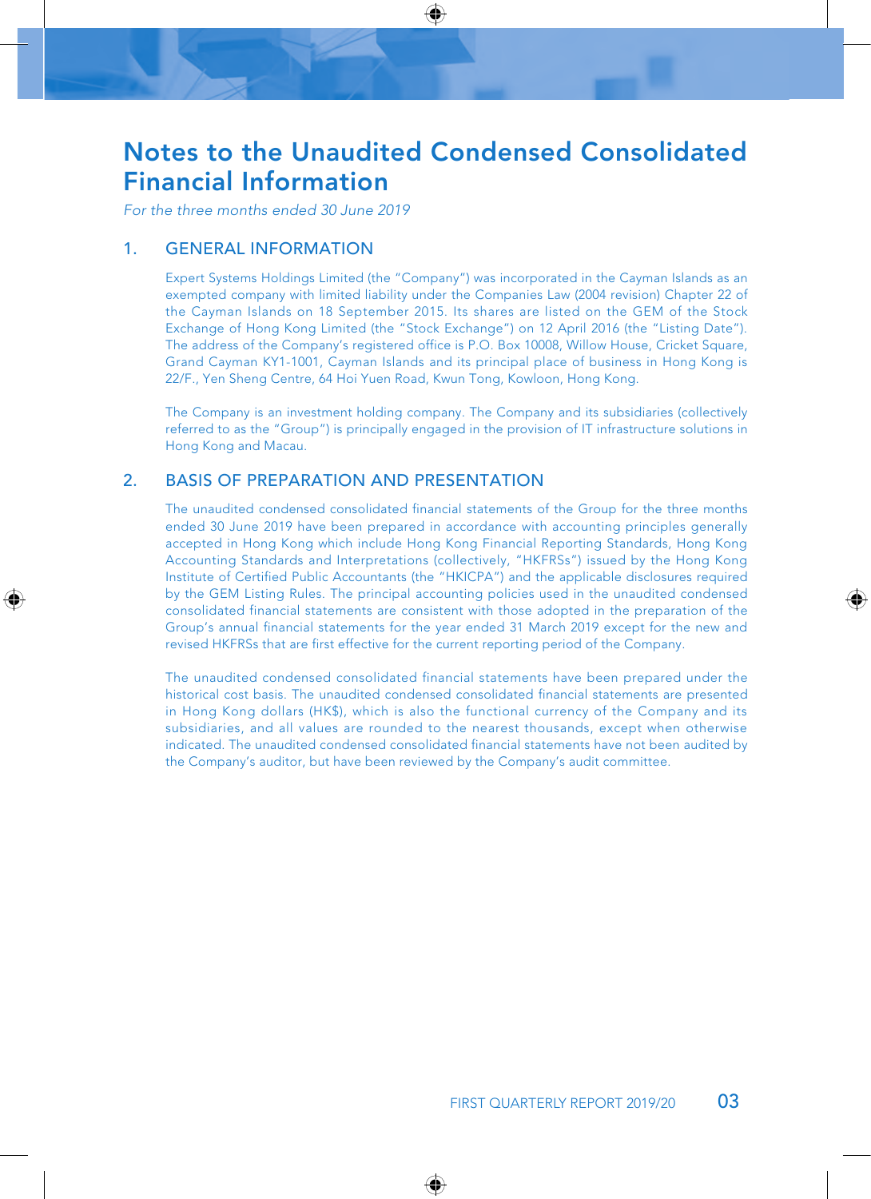# Notes to the Unaudited Condensed Consolidated Financial Information

*For the three months ended 30 June 2019*

## 1. GENERAL INFORMATION

Expert Systems Holdings Limited (the "Company") was incorporated in the Cayman Islands as an exempted company with limited liability under the Companies Law (2004 revision) Chapter 22 of the Cayman Islands on 18 September 2015. Its shares are listed on the GEM of the Stock Exchange of Hong Kong Limited (the "Stock Exchange") on 12 April 2016 (the "Listing Date"). The address of the Company's registered office is P.O. Box 10008, Willow House, Cricket Square, Grand Cayman KY1-1001, Cayman Islands and its principal place of business in Hong Kong is 22/F., Yen Sheng Centre, 64 Hoi Yuen Road, Kwun Tong, Kowloon, Hong Kong.

The Company is an investment holding company. The Company and its subsidiaries (collectively referred to as the "Group") is principally engaged in the provision of IT infrastructure solutions in Hong Kong and Macau.

## 2. BASIS OF PREPARATION AND PRESENTATION

The unaudited condensed consolidated financial statements of the Group for the three months ended 30 June 2019 have been prepared in accordance with accounting principles generally accepted in Hong Kong which include Hong Kong Financial Reporting Standards, Hong Kong Accounting Standards and Interpretations (collectively, "HKFRSs") issued by the Hong Kong Institute of Certified Public Accountants (the "HKICPA") and the applicable disclosures required by the GEM Listing Rules. The principal accounting policies used in the unaudited condensed consolidated financial statements are consistent with those adopted in the preparation of the Group's annual financial statements for the year ended 31 March 2019 except for the new and revised HKFRSs that are first effective for the current reporting period of the Company.

The unaudited condensed consolidated financial statements have been prepared under the historical cost basis. The unaudited condensed consolidated financial statements are presented in Hong Kong dollars (HK$), which is also the functional currency of the Company and its subsidiaries, and all values are rounded to the nearest thousands, except when otherwise indicated. The unaudited condensed consolidated financial statements have not been audited by the Company's auditor, but have been reviewed by the Company's audit committee.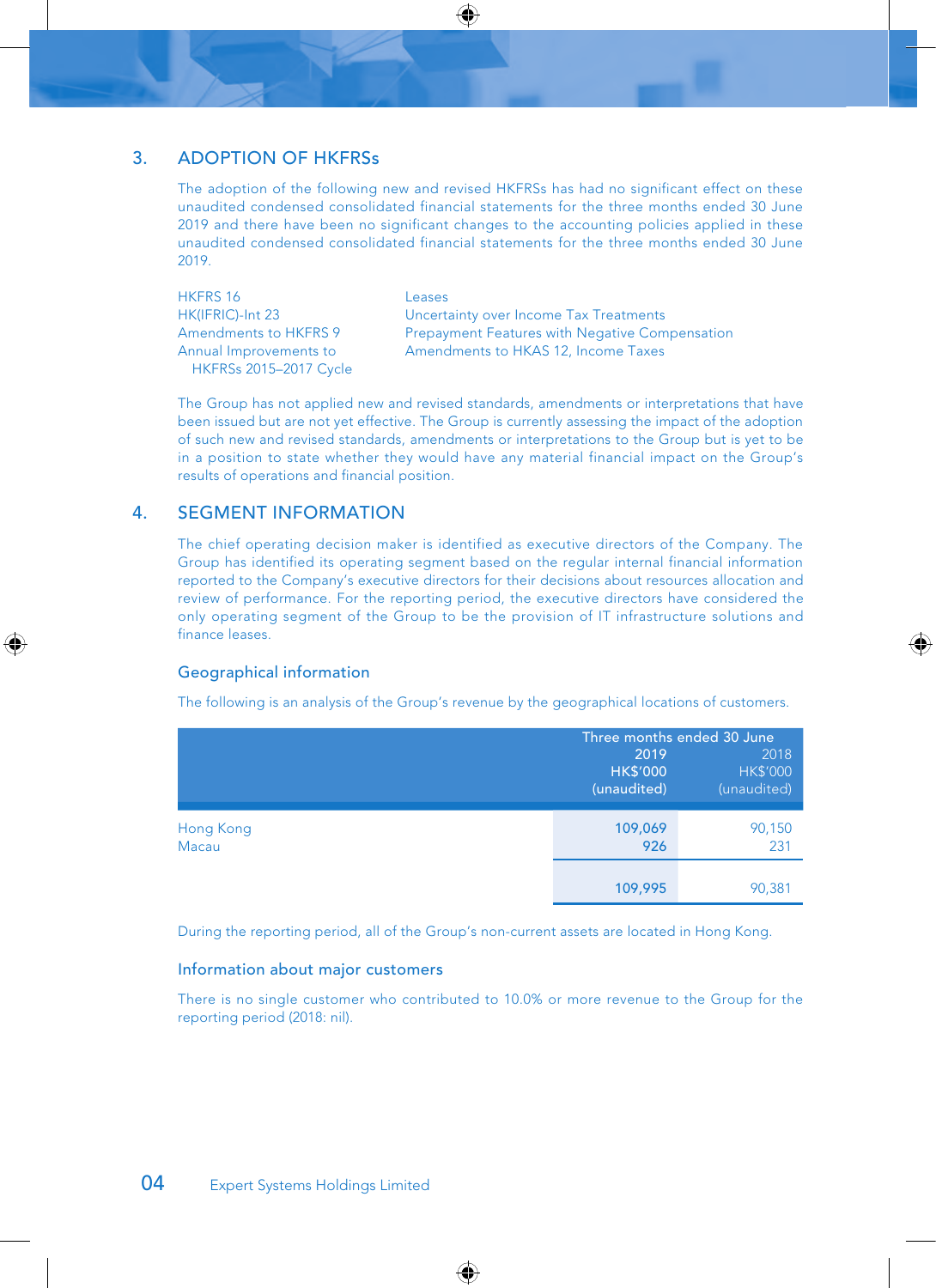## 3. ADOPTION OF HKFRSs

The adoption of the following new and revised HKFRSs has had no significant effect on these unaudited condensed consolidated financial statements for the three months ended 30 June 2019 and there have been no significant changes to the accounting policies applied in these unaudited condensed consolidated financial statements for the three months ended 30 June 2019.

| | |
|---|---|
| HKFRS 16 | Leases |
| HK(IFRIC)-Int 23 | Uncertainty over Income Tax Treatments |
| Amendments to HKFRS 9 | Prepayment Features with Negative Compensation |
| Annual Improvements to HKFRSs 2015–2017 Cycle | Amendments to HKAS 12, Income Taxes |

The Group has not applied new and revised standards, amendments or interpretations that have been issued but are not yet effective. The Group is currently assessing the impact of the adoption of such new and revised standards, amendments or interpretations to the Group but is yet to be in a position to state whether they would have any material financial impact on the Group's results of operations and financial position.

## 4. SEGMENT INFORMATION

The chief operating decision maker is identified as executive directors of the Company. The Group has identified its operating segment based on the regular internal financial information reported to the Company's executive directors for their decisions about resources allocation and review of performance. For the reporting period, the executive directors have considered the only operating segment of the Group to be the provision of IT infrastructure solutions and finance leases.

### Geographical information

The following is an analysis of the Group's revenue by the geographical locations of customers.

| | Three months ended 30 June | |
|---|---|---|
| | 2019<br>HK$'000<br>(unaudited) | 2018<br>HK$'000<br>(unaudited) |
| Hong Kong | 109,069 | 90,150 |
| Macau | 926 | 231 |
| | 109,995 | 90,381 |

During the reporting period, all of the Group's non-current assets are located in Hong Kong.

### Information about major customers

There is no single customer who contributed to 10.0% or more revenue to the Group for the reporting period (2018: nil).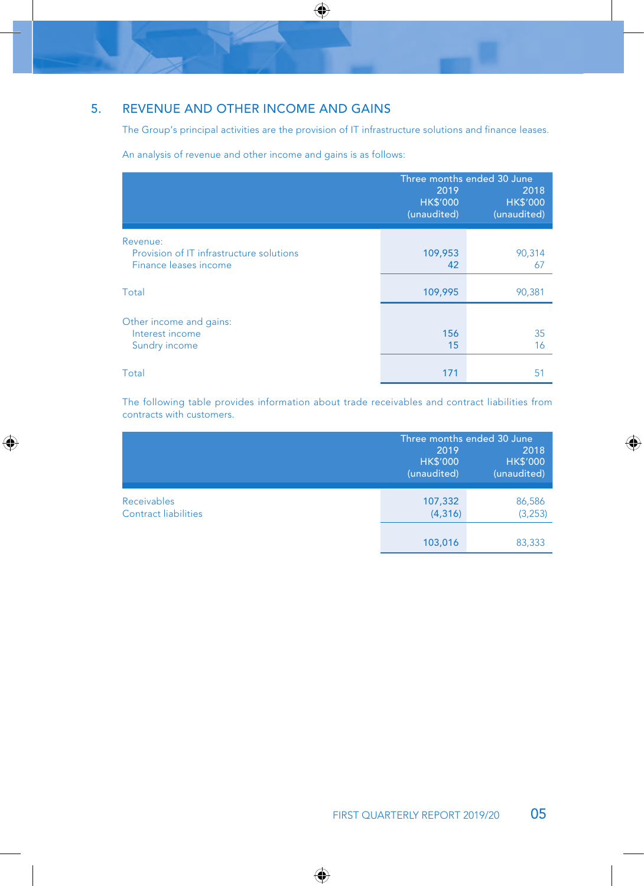## 5. REVENUE AND OTHER INCOME AND GAINS

The Group's principal activities are the provision of IT infrastructure solutions and finance leases.

An analysis of revenue and other income and gains is as follows:

| | Three months ended 30 June | |
|---|---|---|
| | 2019<br>HK$'000<br>(unaudited) | 2018<br>HK$'000<br>(unaudited) |
| Revenue: | | |
| Provision of IT infrastructure solutions | 109,953 | 90,314 |
| Finance leases income | 42 | 67 |
| Total | 109,995 | 90,381 |
| Other income and gains: | | |
| Interest income | 156 | 35 |
| Sundry income | 15 | 16 |
| Total | 171 | 51 |

The following table provides information about trade receivables and contract liabilities from contracts with customers.

| | Three months ended 30 June | |
|---|---|---|
| | 2019<br>HK$'000<br>(unaudited) | 2018<br>HK$'000<br>(unaudited) |
| Receivables | 107,332 | 86,586 |
| Contract liabilities | (4,316) | (3,253) |
| | 103,016 | 83,333 |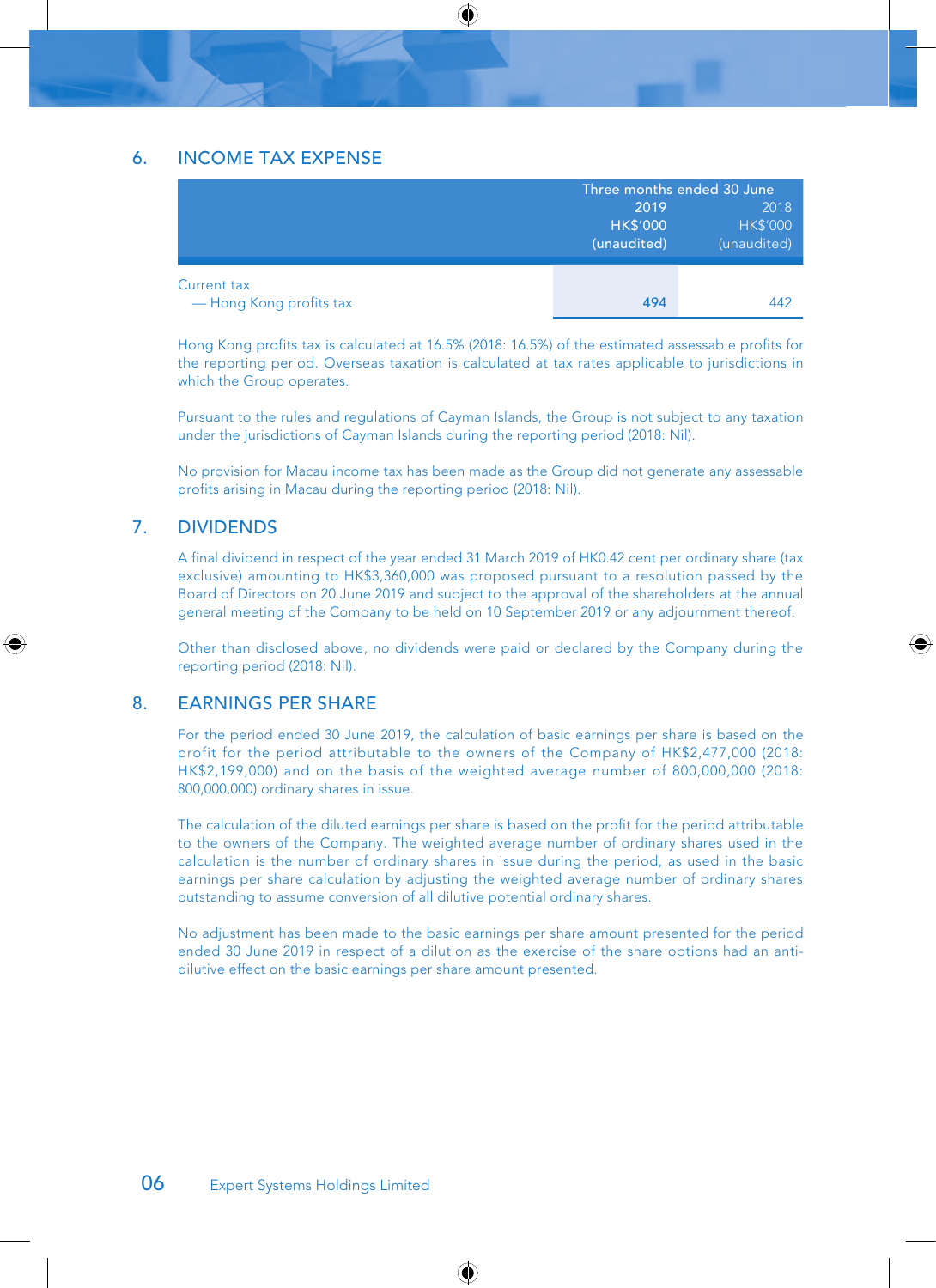## 6. INCOME TAX EXPENSE

| | Three months ended 30 June | |
|---|---|---|
| | 2019 | 2018 |
| | HK$'000 | HK$'000 |
| | (unaudited) | (unaudited) |
| Current tax | | |
| — Hong Kong profits tax | 494 | 442 |

Hong Kong profits tax is calculated at 16.5% (2018: 16.5%) of the estimated assessable profits for the reporting period. Overseas taxation is calculated at tax rates applicable to jurisdictions in which the Group operates.

Pursuant to the rules and regulations of Cayman Islands, the Group is not subject to any taxation under the jurisdictions of Cayman Islands during the reporting period (2018: Nil).

No provision for Macau income tax has been made as the Group did not generate any assessable profits arising in Macau during the reporting period (2018: Nil).

## 7. DIVIDENDS

A final dividend in respect of the year ended 31 March 2019 of HK0.42 cent per ordinary share (tax exclusive) amounting to HK$3,360,000 was proposed pursuant to a resolution passed by the Board of Directors on 20 June 2019 and subject to the approval of the shareholders at the annual general meeting of the Company to be held on 10 September 2019 or any adjournment thereof.

Other than disclosed above, no dividends were paid or declared by the Company during the reporting period (2018: Nil).

## 8. EARNINGS PER SHARE

For the period ended 30 June 2019, the calculation of basic earnings per share is based on the profit for the period attributable to the owners of the Company of HK$2,477,000 (2018: HK$2,199,000) and on the basis of the weighted average number of 800,000,000 (2018: 800,000,000) ordinary shares in issue.

The calculation of the diluted earnings per share is based on the profit for the period attributable to the owners of the Company. The weighted average number of ordinary shares used in the calculation is the number of ordinary shares in issue during the period, as used in the basic earnings per share calculation by adjusting the weighted average number of ordinary shares outstanding to assume conversion of all dilutive potential ordinary shares.

No adjustment has been made to the basic earnings per share amount presented for the period ended 30 June 2019 in respect of a dilution as the exercise of the share options had an anti-dilutive effect on the basic earnings per share amount presented.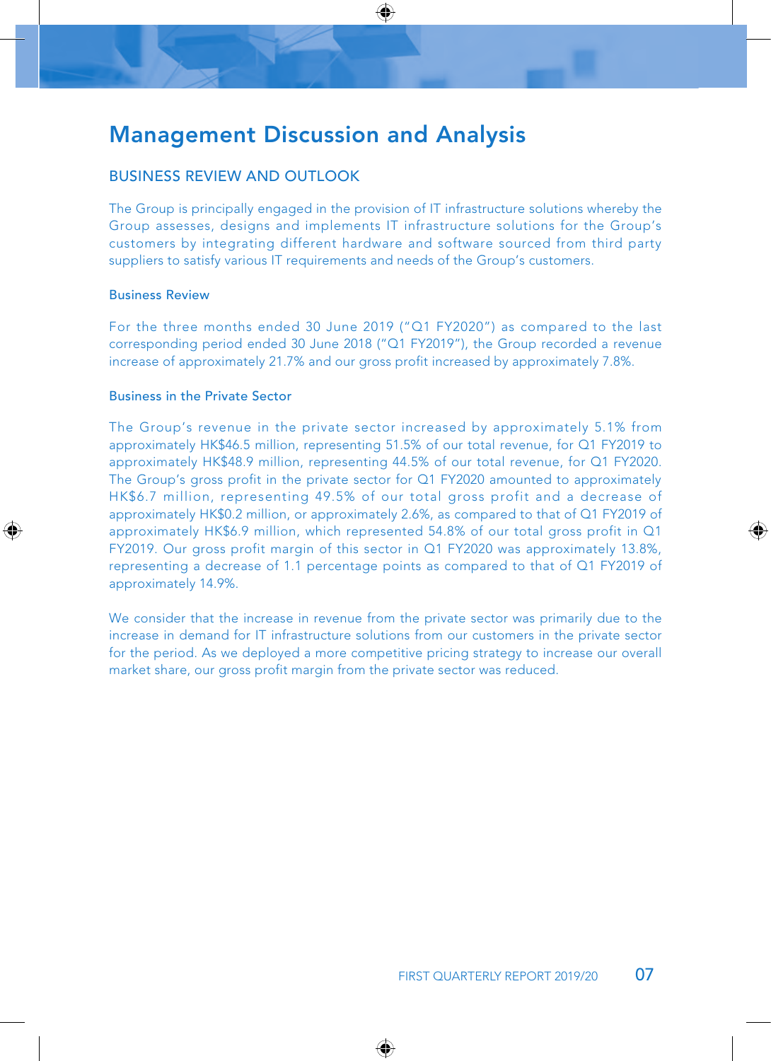# Management Discussion and Analysis

## BUSINESS REVIEW AND OUTLOOK

The Group is principally engaged in the provision of IT infrastructure solutions whereby the Group assesses, designs and implements IT infrastructure solutions for the Group's customers by integrating different hardware and software sourced from third party suppliers to satisfy various IT requirements and needs of the Group's customers.

### Business Review

For the three months ended 30 June 2019 ("Q1 FY2020") as compared to the last corresponding period ended 30 June 2018 ("Q1 FY2019"), the Group recorded a revenue increase of approximately 21.7% and our gross profit increased by approximately 7.8%.

### Business in the Private Sector

The Group's revenue in the private sector increased by approximately 5.1% from approximately HK$46.5 million, representing 51.5% of our total revenue, for Q1 FY2019 to approximately HK$48.9 million, representing 44.5% of our total revenue, for Q1 FY2020. The Group's gross profit in the private sector for Q1 FY2020 amounted to approximately HK$6.7 million, representing 49.5% of our total gross profit and a decrease of approximately HK$0.2 million, or approximately 2.6%, as compared to that of Q1 FY2019 of approximately HK$6.9 million, which represented 54.8% of our total gross profit in Q1 FY2019. Our gross profit margin of this sector in Q1 FY2020 was approximately 13.8%, representing a decrease of 1.1 percentage points as compared to that of Q1 FY2019 of approximately 14.9%.

We consider that the increase in revenue from the private sector was primarily due to the increase in demand for IT infrastructure solutions from our customers in the private sector for the period. As we deployed a more competitive pricing strategy to increase our overall market share, our gross profit margin from the private sector was reduced.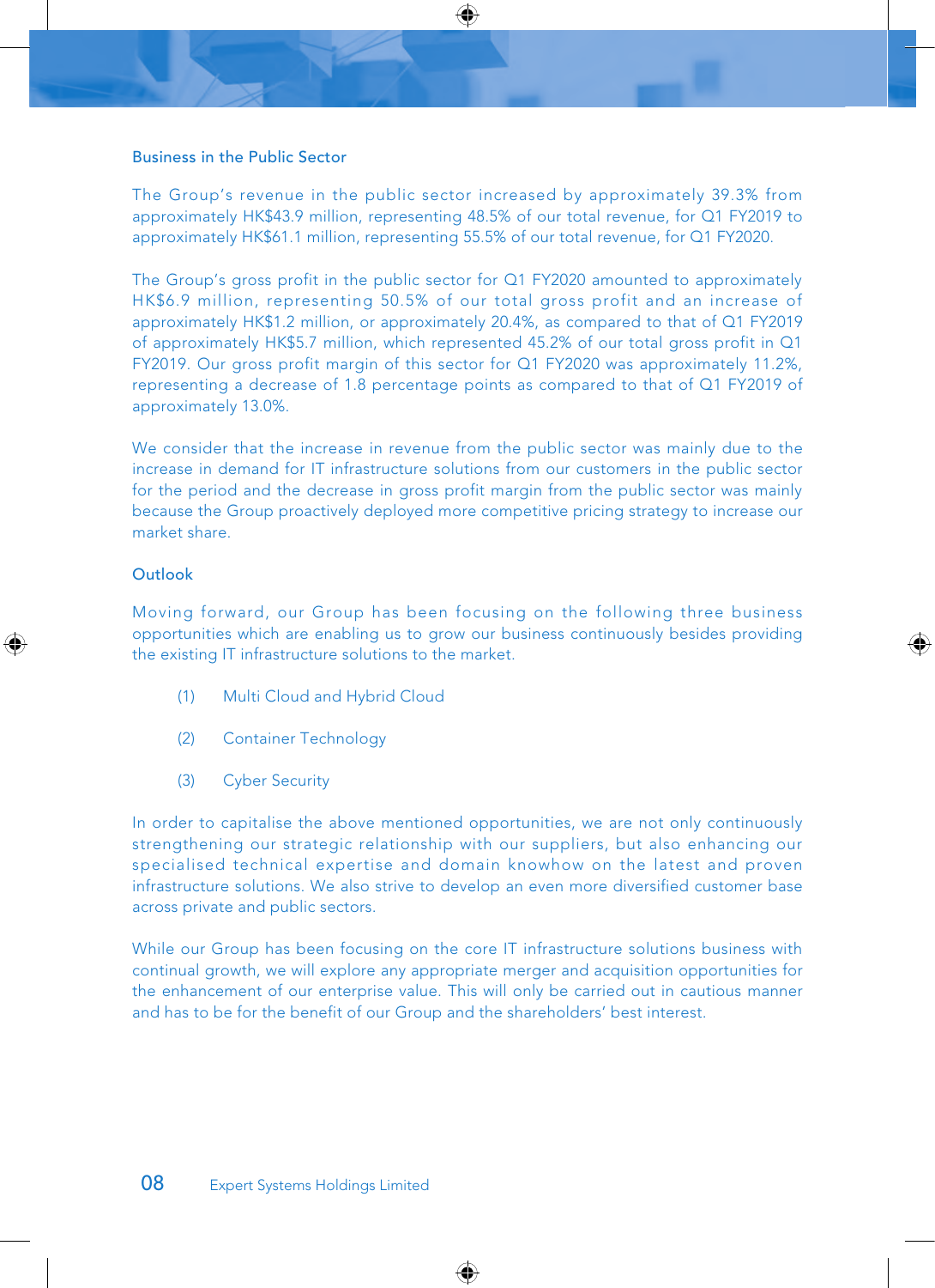### Business in the Public Sector

The Group's revenue in the public sector increased by approximately 39.3% from approximately HK$43.9 million, representing 48.5% of our total revenue, for Q1 FY2019 to approximately HK$61.1 million, representing 55.5% of our total revenue, for Q1 FY2020.

The Group's gross profit in the public sector for Q1 FY2020 amounted to approximately HK$6.9 million, representing 50.5% of our total gross profit and an increase of approximately HK$1.2 million, or approximately 20.4%, as compared to that of Q1 FY2019 of approximately HK$5.7 million, which represented 45.2% of our total gross profit in Q1 FY2019. Our gross profit margin of this sector for Q1 FY2020 was approximately 11.2%, representing a decrease of 1.8 percentage points as compared to that of Q1 FY2019 of approximately 13.0%.

We consider that the increase in revenue from the public sector was mainly due to the increase in demand for IT infrastructure solutions from our customers in the public sector for the period and the decrease in gross profit margin from the public sector was mainly because the Group proactively deployed more competitive pricing strategy to increase our market share.

### Outlook

Moving forward, our Group has been focusing on the following three business opportunities which are enabling us to grow our business continuously besides providing the existing IT infrastructure solutions to the market.

(1) Multi Cloud and Hybrid Cloud

(2) Container Technology

(3) Cyber Security

In order to capitalise the above mentioned opportunities, we are not only continuously strengthening our strategic relationship with our suppliers, but also enhancing our specialised technical expertise and domain knowhow on the latest and proven infrastructure solutions. We also strive to develop an even more diversified customer base across private and public sectors.

While our Group has been focusing on the core IT infrastructure solutions business with continual growth, we will explore any appropriate merger and acquisition opportunities for the enhancement of our enterprise value. This will only be carried out in cautious manner and has to be for the benefit of our Group and the shareholders' best interest.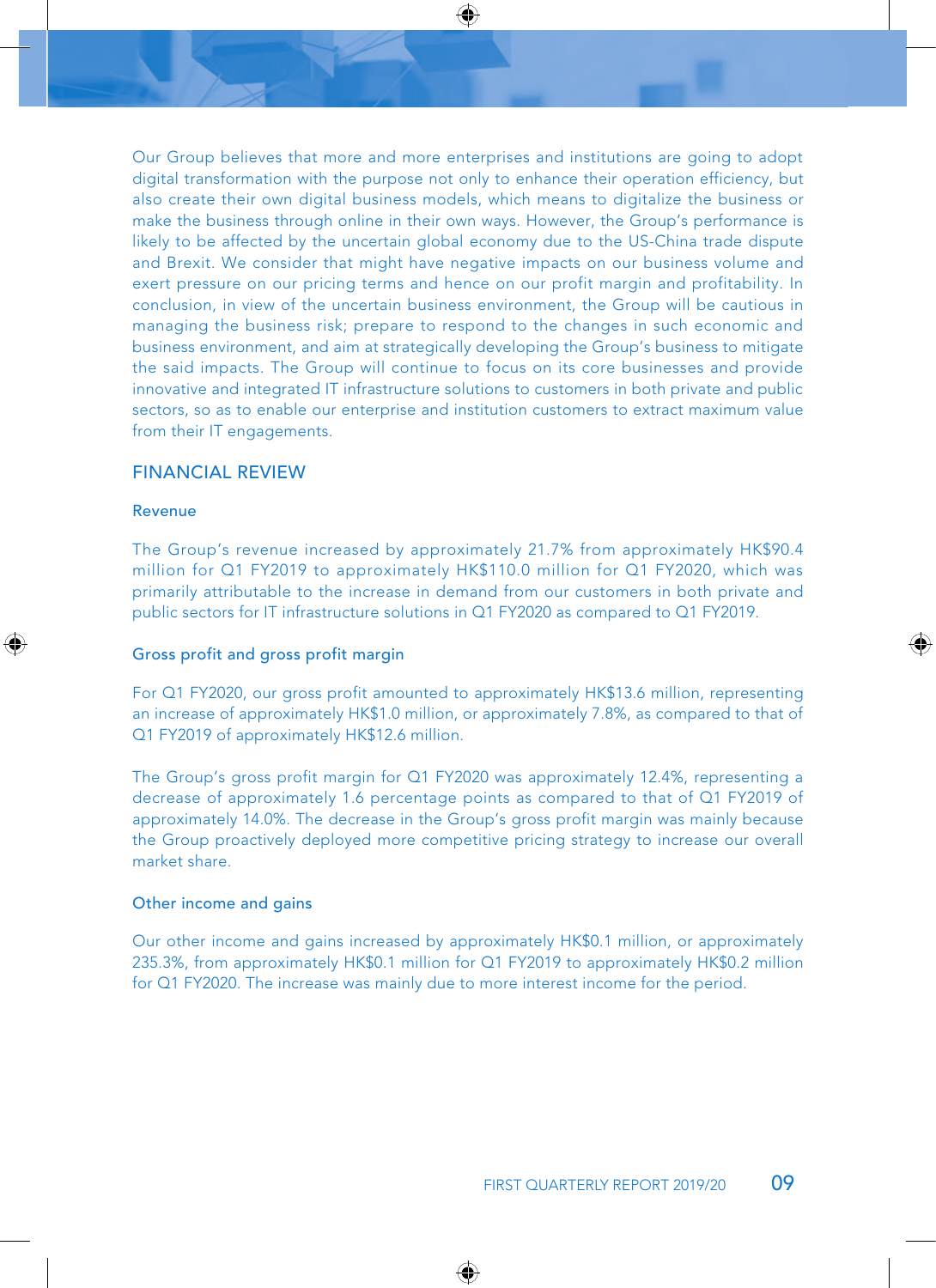Our Group believes that more and more enterprises and institutions are going to adopt digital transformation with the purpose not only to enhance their operation efficiency, but also create their own digital business models, which means to digitalize the business or make the business through online in their own ways. However, the Group's performance is likely to be affected by the uncertain global economy due to the US-China trade dispute and Brexit. We consider that might have negative impacts on our business volume and exert pressure on our pricing terms and hence on our profit margin and profitability. In conclusion, in view of the uncertain business environment, the Group will be cautious in managing the business risk; prepare to respond to the changes in such economic and business environment, and aim at strategically developing the Group's business to mitigate the said impacts. The Group will continue to focus on its core businesses and provide innovative and integrated IT infrastructure solutions to customers in both private and public sectors, so as to enable our enterprise and institution customers to extract maximum value from their IT engagements.

## FINANCIAL REVIEW

### Revenue

The Group's revenue increased by approximately 21.7% from approximately HK$90.4 million for Q1 FY2019 to approximately HK$110.0 million for Q1 FY2020, which was primarily attributable to the increase in demand from our customers in both private and public sectors for IT infrastructure solutions in Q1 FY2020 as compared to Q1 FY2019.

### Gross profit and gross profit margin

For Q1 FY2020, our gross profit amounted to approximately HK$13.6 million, representing an increase of approximately HK$1.0 million, or approximately 7.8%, as compared to that of Q1 FY2019 of approximately HK$12.6 million.

The Group's gross profit margin for Q1 FY2020 was approximately 12.4%, representing a decrease of approximately 1.6 percentage points as compared to that of Q1 FY2019 of approximately 14.0%. The decrease in the Group's gross profit margin was mainly because the Group proactively deployed more competitive pricing strategy to increase our overall market share.

### Other income and gains

Our other income and gains increased by approximately HK$0.1 million, or approximately 235.3%, from approximately HK$0.1 million for Q1 FY2019 to approximately HK$0.2 million for Q1 FY2020. The increase was mainly due to more interest income for the period.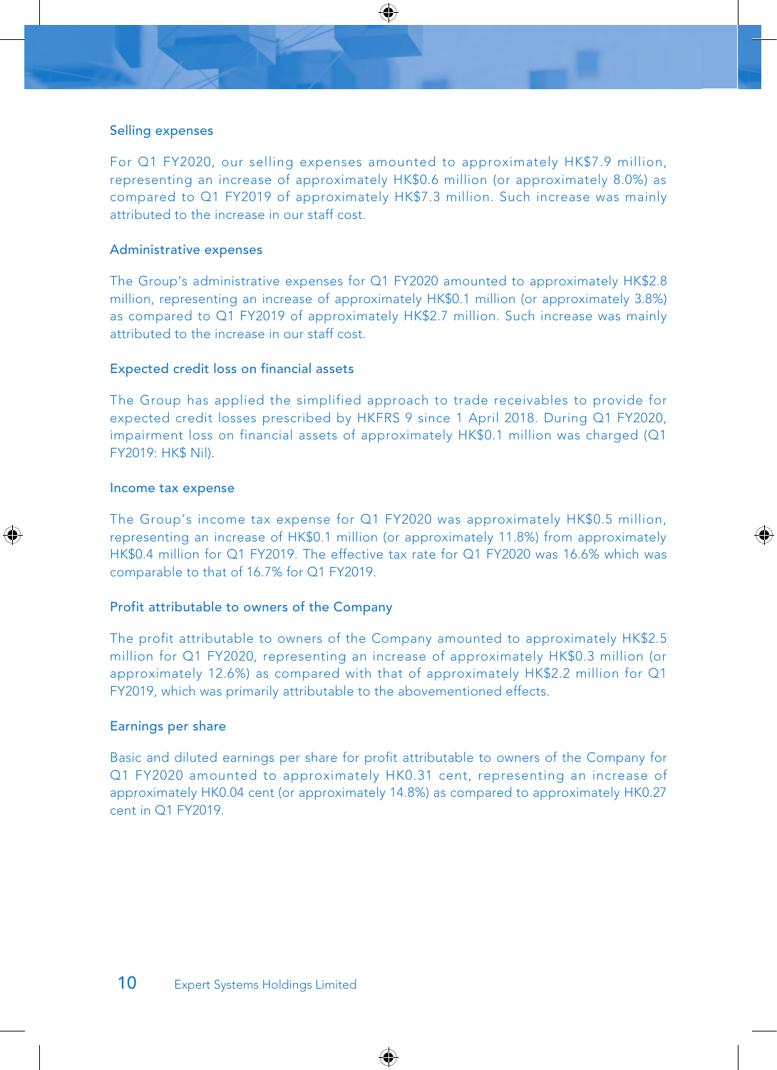### Selling expenses

For Q1 FY2020, our selling expenses amounted to approximately HK$7.9 million, representing an increase of approximately HK$0.6 million (or approximately 8.0%) as compared to Q1 FY2019 of approximately HK$7.3 million. Such increase was mainly attributed to the increase in our staff cost.

### Administrative expenses

The Group's administrative expenses for Q1 FY2020 amounted to approximately HK$2.8 million, representing an increase of approximately HK$0.1 million (or approximately 3.8%) as compared to Q1 FY2019 of approximately HK$2.7 million. Such increase was mainly attributed to the increase in our staff cost.

### Expected credit loss on financial assets

The Group has applied the simplified approach to trade receivables to provide for expected credit losses prescribed by HKFRS 9 since 1 April 2018. During Q1 FY2020, impairment loss on financial assets of approximately HK$0.1 million was charged (Q1 FY2019: HK$ Nil).

### Income tax expense

The Group's income tax expense for Q1 FY2020 was approximately HK$0.5 million, representing an increase of HK$0.1 million (or approximately 11.8%) from approximately HK$0.4 million for Q1 FY2019. The effective tax rate for Q1 FY2020 was 16.6% which was comparable to that of 16.7% for Q1 FY2019.

### Profit attributable to owners of the Company

The profit attributable to owners of the Company amounted to approximately HK$2.5 million for Q1 FY2020, representing an increase of approximately HK$0.3 million (or approximately 12.6%) as compared with that of approximately HK$2.2 million for Q1 FY2019, which was primarily attributable to the abovementioned effects.

### Earnings per share

Basic and diluted earnings per share for profit attributable to owners of the Company for Q1 FY2020 amounted to approximately HK0.31 cent, representing an increase of approximately HK0.04 cent (or approximately 14.8%) as compared to approximately HK0.27 cent in Q1 FY2019.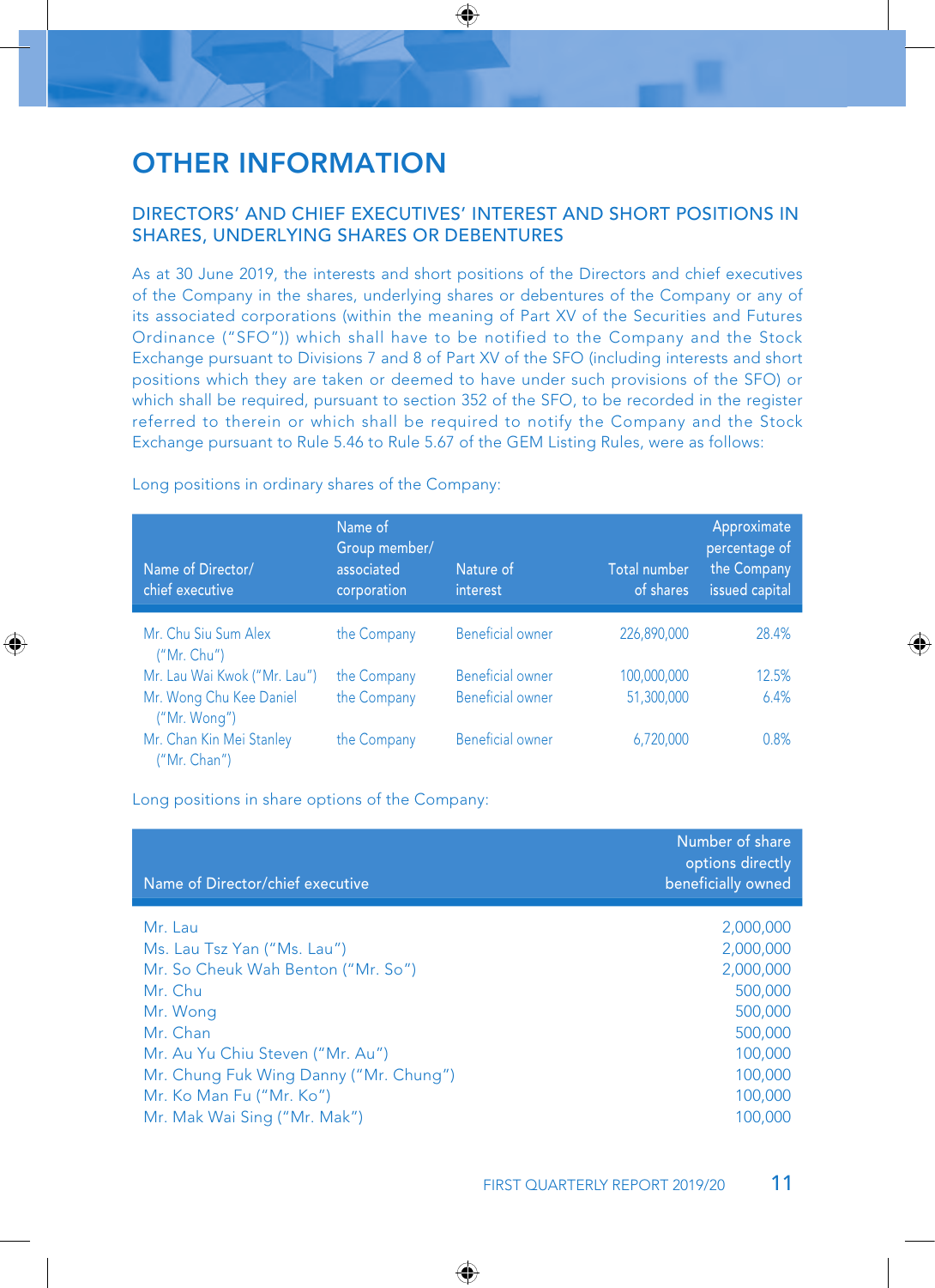# OTHER INFORMATION

## DIRECTORS' AND CHIEF EXECUTIVES' INTEREST AND SHORT POSITIONS IN SHARES, UNDERLYING SHARES OR DEBENTURES

As at 30 June 2019, the interests and short positions of the Directors and chief executives of the Company in the shares, underlying shares or debentures of the Company or any of its associated corporations (within the meaning of Part XV of the Securities and Futures Ordinance ("SFO")) which shall have to be notified to the Company and the Stock Exchange pursuant to Divisions 7 and 8 of Part XV of the SFO (including interests and short positions which they are taken or deemed to have under such provisions of the SFO) or which shall be required, pursuant to section 352 of the SFO, to be recorded in the register referred to therein or which shall be required to notify the Company and the Stock Exchange pursuant to Rule 5.46 to Rule 5.67 of the GEM Listing Rules, were as follows:

Long positions in ordinary shares of the Company:

| Name of Director/ chief executive | Name of Group member/ associated corporation | Nature of interest | Total number of shares | Approximate percentage of the Company issued capital |
|---|---|---|---|---|
| Mr. Chu Siu Sum Alex ("Mr. Chu") | the Company | Beneficial owner | 226,890,000 | 28.4% |
| Mr. Lau Wai Kwok ("Mr. Lau") | the Company | Beneficial owner | 100,000,000 | 12.5% |
| Mr. Wong Chu Kee Daniel ("Mr. Wong") | the Company | Beneficial owner | 51,300,000 | 6.4% |
| Mr. Chan Kin Mei Stanley ("Mr. Chan") | the Company | Beneficial owner | 6,720,000 | 0.8% |

Long positions in share options of the Company:

| Name of Director/chief executive | Number of share options directly beneficially owned |
|---|---|
| Mr. Lau | 2,000,000 |
| Ms. Lau Tsz Yan ("Ms. Lau") | 2,000,000 |
| Mr. So Cheuk Wah Benton ("Mr. So") | 2,000,000 |
| Mr. Chu | 500,000 |
| Mr. Wong | 500,000 |
| Mr. Chan | 500,000 |
| Mr. Au Yu Chiu Steven ("Mr. Au") | 100,000 |
| Mr. Chung Fuk Wing Danny ("Mr. Chung") | 100,000 |
| Mr. Ko Man Fu ("Mr. Ko") | 100,000 |
| Mr. Mak Wai Sing ("Mr. Mak") | 100,000 |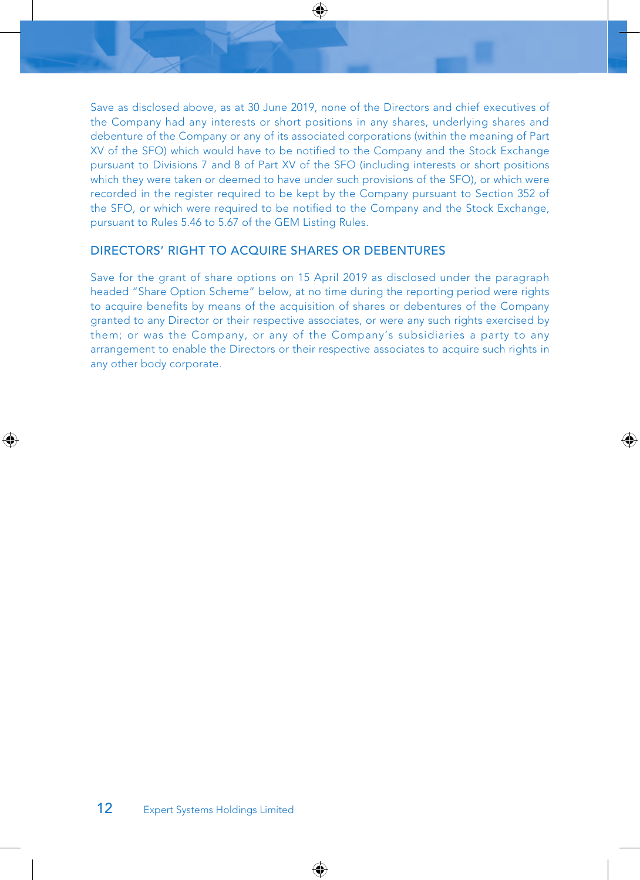Save as disclosed above, as at 30 June 2019, none of the Directors and chief executives of the Company had any interests or short positions in any shares, underlying shares and debenture of the Company or any of its associated corporations (within the meaning of Part XV of the SFO) which would have to be notified to the Company and the Stock Exchange pursuant to Divisions 7 and 8 of Part XV of the SFO (including interests or short positions which they were taken or deemed to have under such provisions of the SFO), or which were recorded in the register required to be kept by the Company pursuant to Section 352 of the SFO, or which were required to be notified to the Company and the Stock Exchange, pursuant to Rules 5.46 to 5.67 of the GEM Listing Rules.

## DIRECTORS' RIGHT TO ACQUIRE SHARES OR DEBENTURES

Save for the grant of share options on 15 April 2019 as disclosed under the paragraph headed "Share Option Scheme" below, at no time during the reporting period were rights to acquire benefits by means of the acquisition of shares or debentures of the Company granted to any Director or their respective associates, or were any such rights exercised by them; or was the Company, or any of the Company's subsidiaries a party to any arrangement to enable the Directors or their respective associates to acquire such rights in any other body corporate.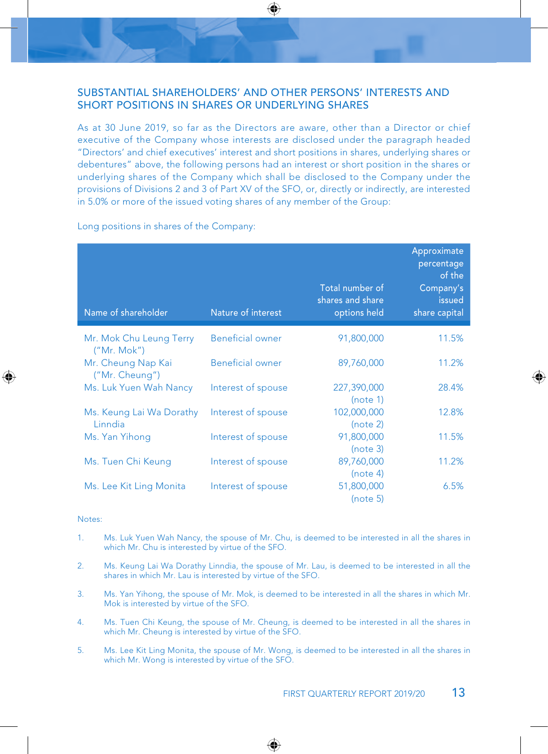## SUBSTANTIAL SHAREHOLDERS' AND OTHER PERSONS' INTERESTS AND SHORT POSITIONS IN SHARES OR UNDERLYING SHARES

As at 30 June 2019, so far as the Directors are aware, other than a Director or chief executive of the Company whose interests are disclosed under the paragraph headed "Directors' and chief executives' interest and short positions in shares, underlying shares or debentures" above, the following persons had an interest or short position in the shares or underlying shares of the Company which shall be disclosed to the Company under the provisions of Divisions 2 and 3 of Part XV of the SFO, or, directly or indirectly, are interested in 5.0% or more of the issued voting shares of any member of the Group:

Long positions in shares of the Company:

| Name of shareholder | Nature of interest | Total number of shares and share options held | Approximate percentage of the Company's issued share capital |
|---|---|---|---|
| Mr. Mok Chu Leung Terry ("Mr. Mok") | Beneficial owner | 91,800,000 | 11.5% |
| Mr. Cheung Nap Kai ("Mr. Cheung") | Beneficial owner | 89,760,000 | 11.2% |
| Ms. Luk Yuen Wah Nancy | Interest of spouse | 227,390,000 (note 1) | 28.4% |
| Ms. Keung Lai Wa Dorathy Linndia | Interest of spouse | 102,000,000 (note 2) | 12.8% |
| Ms. Yan Yihong | Interest of spouse | 91,800,000 (note 3) | 11.5% |
| Ms. Tuen Chi Keung | Interest of spouse | 89,760,000 (note 4) | 11.2% |
| Ms. Lee Kit Ling Monita | Interest of spouse | 51,800,000 (note 5) | 6.5% |

Notes:

1. Ms. Luk Yuen Wah Nancy, the spouse of Mr. Chu, is deemed to be interested in all the shares in which Mr. Chu is interested by virtue of the SFO.

2. Ms. Keung Lai Wa Dorathy Linndia, the spouse of Mr. Lau, is deemed to be interested in all the shares in which Mr. Lau is interested by virtue of the SFO.

3. Ms. Yan Yihong, the spouse of Mr. Mok, is deemed to be interested in all the shares in which Mr. Mok is interested by virtue of the SFO.

4. Ms. Tuen Chi Keung, the spouse of Mr. Cheung, is deemed to be interested in all the shares in which Mr. Cheung is interested by virtue of the SFO.

5. Ms. Lee Kit Ling Monita, the spouse of Mr. Wong, is deemed to be interested in all the shares in which Mr. Wong is interested by virtue of the SFO.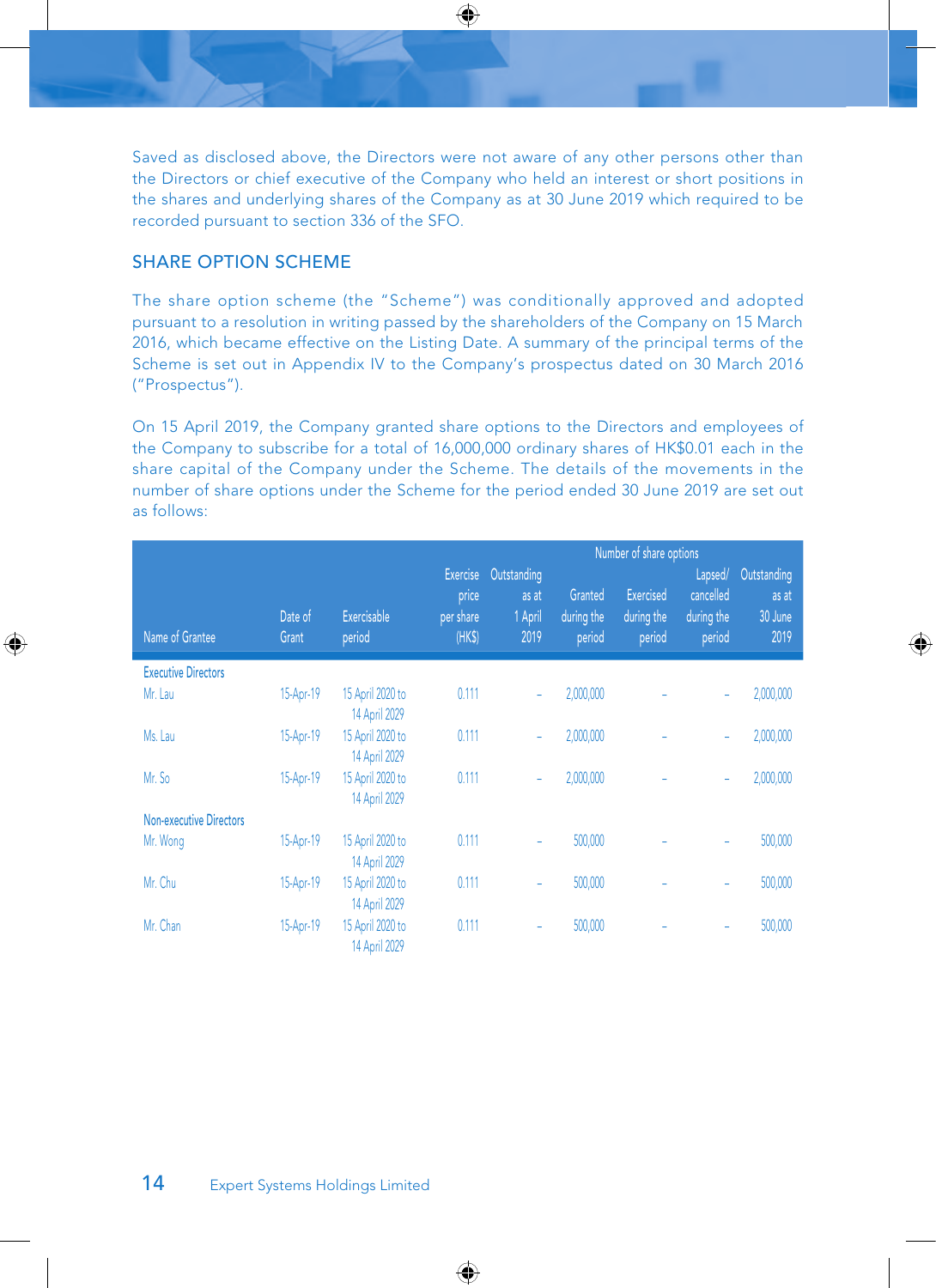Saved as disclosed above, the Directors were not aware of any other persons other than the Directors or chief executive of the Company who held an interest or short positions in the shares and underlying shares of the Company as at 30 June 2019 which required to be recorded pursuant to section 336 of the SFO.

## SHARE OPTION SCHEME

The share option scheme (the "Scheme") was conditionally approved and adopted pursuant to a resolution in writing passed by the shareholders of the Company on 15 March 2016, which became effective on the Listing Date. A summary of the principal terms of the Scheme is set out in Appendix IV to the Company's prospectus dated on 30 March 2016 ("Prospectus").

On 15 April 2019, the Company granted share options to the Directors and employees of the Company to subscribe for a total of 16,000,000 ordinary shares of HK$0.01 each in the share capital of the Company under the Scheme. The details of the movements in the number of share options under the Scheme for the period ended 30 June 2019 are set out as follows:

| | | | | Number of share options | | | | |
|---|---|---|---|---|---|---|---|---|
| Name of Grantee | Date of Grant | Exercisable period | Exercise price per share (HK$) | Outstanding as at 1 April 2019 | Granted during the period | Exercised during the period | Lapsed/ cancelled during the period | Outstanding as at 30 June 2019 |
| **Executive Directors** | | | | | | | | |
| Mr. Lau | 15-Apr-19 | 15 April 2020 to 14 April 2029 | 0.111 | – | 2,000,000 | – | – | 2,000,000 |
| Ms. Lau | 15-Apr-19 | 15 April 2020 to 14 April 2029 | 0.111 | – | 2,000,000 | – | – | 2,000,000 |
| Mr. So | 15-Apr-19 | 15 April 2020 to 14 April 2029 | 0.111 | – | 2,000,000 | – | – | 2,000,000 |
| **Non-executive Directors** | | | | | | | | |
| Mr. Wong | 15-Apr-19 | 15 April 2020 to 14 April 2029 | 0.111 | – | 500,000 | – | – | 500,000 |
| Mr. Chu | 15-Apr-19 | 15 April 2020 to 14 April 2029 | 0.111 | – | 500,000 | – | – | 500,000 |
| Mr. Chan | 15-Apr-19 | 15 April 2020 to 14 April 2029 | 0.111 | – | 500,000 | – | – | 500,000 |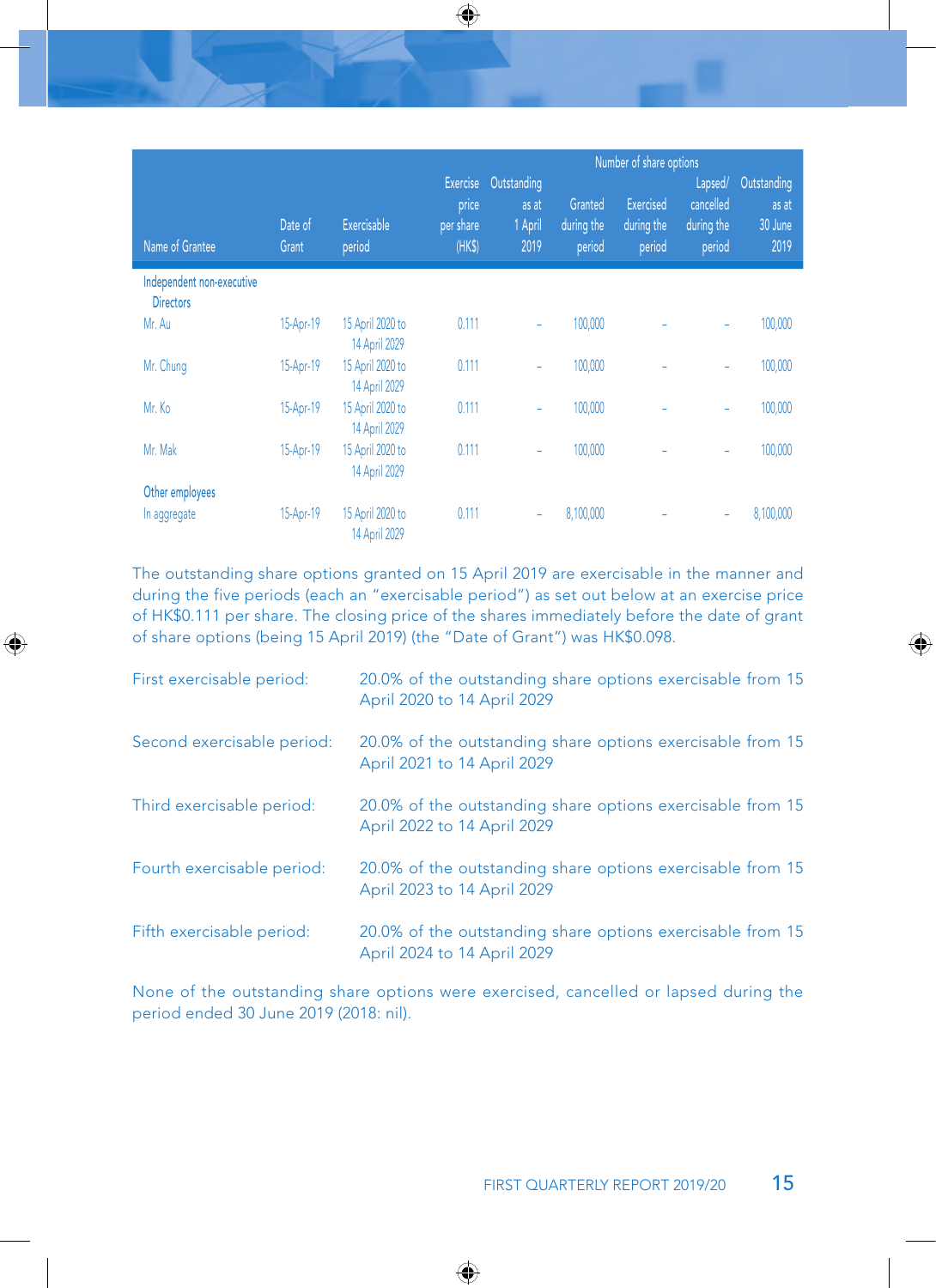| Name of Grantee | Date of Grant | Exercisable period | Exercise price per share (HK$) | Number of share options | | | | |
|---|---|---|---|---|---|---|---|---|
| | | | | Outstanding as at 1 April 2019 | Granted during the period | Exercised during the period | Lapsed/ cancelled during the period | Outstanding as at 30 June 2019 |
| Independent non-executive Directors | | | | | | | | |
| Mr. Au | 15-Apr-19 | 15 April 2020 to 14 April 2029 | 0.111 | – | 100,000 | – | – | 100,000 |
| Mr. Chung | 15-Apr-19 | 15 April 2020 to 14 April 2029 | 0.111 | – | 100,000 | – | – | 100,000 |
| Mr. Ko | 15-Apr-19 | 15 April 2020 to 14 April 2029 | 0.111 | – | 100,000 | – | – | 100,000 |
| Mr. Mak | 15-Apr-19 | 15 April 2020 to 14 April 2029 | 0.111 | – | 100,000 | – | – | 100,000 |
| Other employees | | | | | | | | |
| In aggregate | 15-Apr-19 | 15 April 2020 to 14 April 2029 | 0.111 | – | 8,100,000 | – | – | 8,100,000 |

The outstanding share options granted on 15 April 2019 are exercisable in the manner and during the five periods (each an "exercisable period") as set out below at an exercise price of HK$0.111 per share. The closing price of the shares immediately before the date of grant of share options (being 15 April 2019) (the "Date of Grant") was HK$0.098.

First exercisable period: 20.0% of the outstanding share options exercisable from 15 April 2020 to 14 April 2029

Second exercisable period: 20.0% of the outstanding share options exercisable from 15 April 2021 to 14 April 2029

Third exercisable period: 20.0% of the outstanding share options exercisable from 15 April 2022 to 14 April 2029

Fourth exercisable period: 20.0% of the outstanding share options exercisable from 15 April 2023 to 14 April 2029

Fifth exercisable period: 20.0% of the outstanding share options exercisable from 15 April 2024 to 14 April 2029

None of the outstanding share options were exercised, cancelled or lapsed during the period ended 30 June 2019 (2018: nil).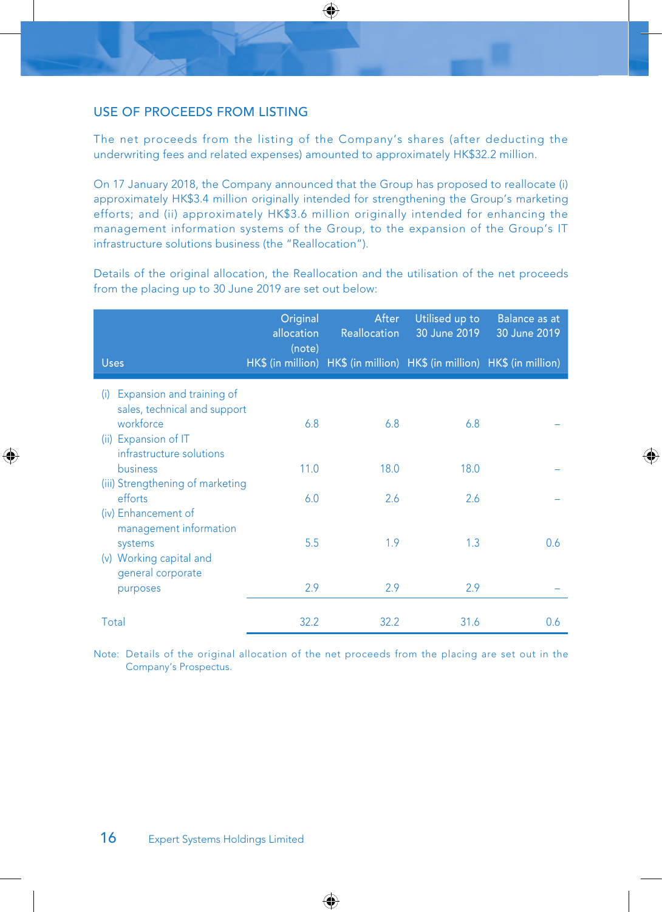## USE OF PROCEEDS FROM LISTING

The net proceeds from the listing of the Company's shares (after deducting the underwriting fees and related expenses) amounted to approximately HK$32.2 million.

On 17 January 2018, the Company announced that the Group has proposed to reallocate (i) approximately HK$3.4 million originally intended for strengthening the Group's marketing efforts; and (ii) approximately HK$3.6 million originally intended for enhancing the management information systems of the Group, to the expansion of the Group's IT infrastructure solutions business (the "Reallocation").

Details of the original allocation, the Reallocation and the utilisation of the net proceeds from the placing up to 30 June 2019 are set out below:

| Uses | Original allocation (note) HK$ (in million) | After Reallocation HK$ (in million) | Utilised up to 30 June 2019 HK$ (in million) | Balance as at 30 June 2019 HK$ (in million) |
|---|---|---|---|---|
| (i) Expansion and training of sales, technical and support workforce | 6.8 | 6.8 | 6.8 | – |
| (ii) Expansion of IT infrastructure solutions business | 11.0 | 18.0 | 18.0 | – |
| (iii) Strengthening of marketing efforts | 6.0 | 2.6 | 2.6 | – |
| (iv) Enhancement of management information systems | 5.5 | 1.9 | 1.3 | 0.6 |
| (v) Working capital and general corporate purposes | 2.9 | 2.9 | 2.9 | – |
| Total | 32.2 | 32.2 | 31.6 | 0.6 |

Note: Details of the original allocation of the net proceeds from the placing are set out in the Company's Prospectus.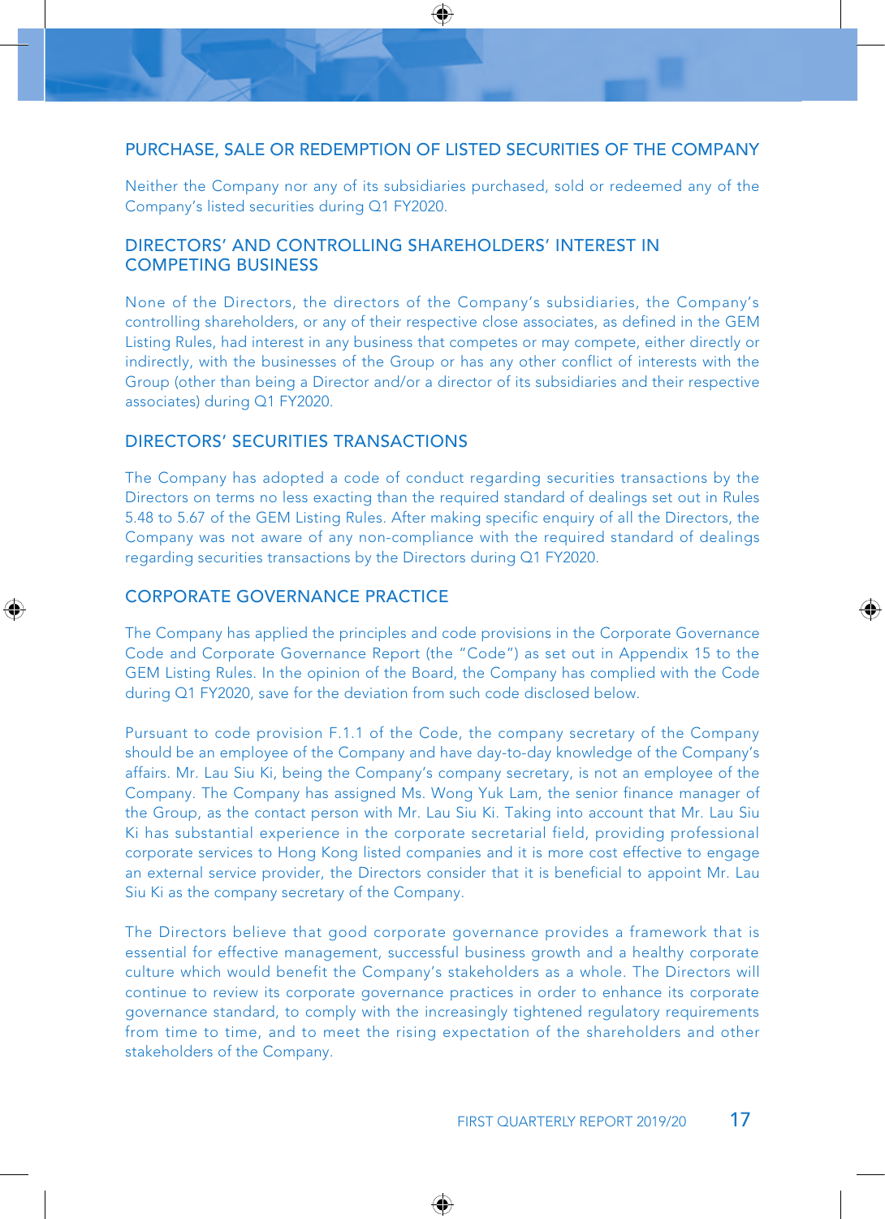## PURCHASE, SALE OR REDEMPTION OF LISTED SECURITIES OF THE COMPANY

Neither the Company nor any of its subsidiaries purchased, sold or redeemed any of the Company's listed securities during Q1 FY2020.

## DIRECTORS' AND CONTROLLING SHAREHOLDERS' INTEREST IN COMPETING BUSINESS

None of the Directors, the directors of the Company's subsidiaries, the Company's controlling shareholders, or any of their respective close associates, as defined in the GEM Listing Rules, had interest in any business that competes or may compete, either directly or indirectly, with the businesses of the Group or has any other conflict of interests with the Group (other than being a Director and/or a director of its subsidiaries and their respective associates) during Q1 FY2020.

## DIRECTORS' SECURITIES TRANSACTIONS

The Company has adopted a code of conduct regarding securities transactions by the Directors on terms no less exacting than the required standard of dealings set out in Rules 5.48 to 5.67 of the GEM Listing Rules. After making specific enquiry of all the Directors, the Company was not aware of any non-compliance with the required standard of dealings regarding securities transactions by the Directors during Q1 FY2020.

## CORPORATE GOVERNANCE PRACTICE

The Company has applied the principles and code provisions in the Corporate Governance Code and Corporate Governance Report (the "Code") as set out in Appendix 15 to the GEM Listing Rules. In the opinion of the Board, the Company has complied with the Code during Q1 FY2020, save for the deviation from such code disclosed below.

Pursuant to code provision F.1.1 of the Code, the company secretary of the Company should be an employee of the Company and have day-to-day knowledge of the Company's affairs. Mr. Lau Siu Ki, being the Company's company secretary, is not an employee of the Company. The Company has assigned Ms. Wong Yuk Lam, the senior finance manager of the Group, as the contact person with Mr. Lau Siu Ki. Taking into account that Mr. Lau Siu Ki has substantial experience in the corporate secretarial field, providing professional corporate services to Hong Kong listed companies and it is more cost effective to engage an external service provider, the Directors consider that it is beneficial to appoint Mr. Lau Siu Ki as the company secretary of the Company.

The Directors believe that good corporate governance provides a framework that is essential for effective management, successful business growth and a healthy corporate culture which would benefit the Company's stakeholders as a whole. The Directors will continue to review its corporate governance practices in order to enhance its corporate governance standard, to comply with the increasingly tightened regulatory requirements from time to time, and to meet the rising expectation of the shareholders and other stakeholders of the Company.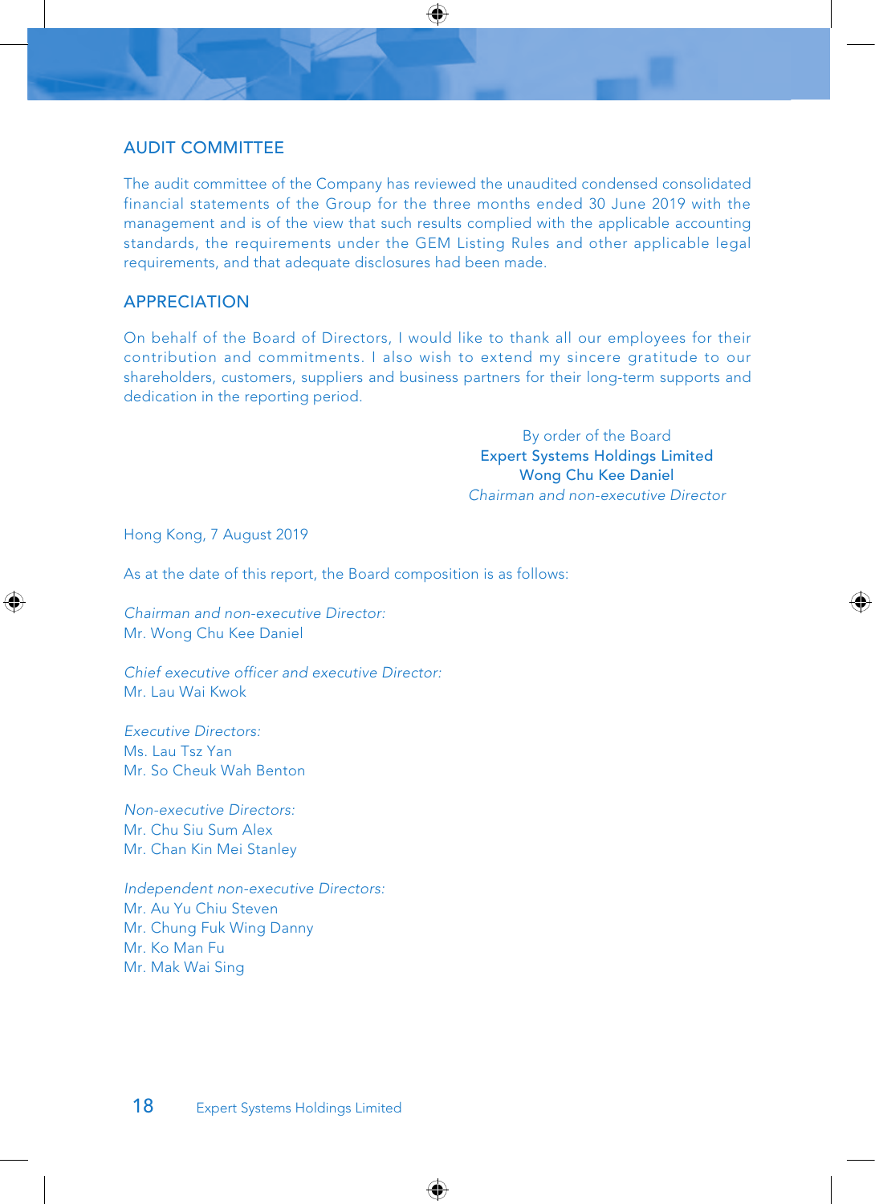## AUDIT COMMITTEE

The audit committee of the Company has reviewed the unaudited condensed consolidated financial statements of the Group for the three months ended 30 June 2019 with the management and is of the view that such results complied with the applicable accounting standards, the requirements under the GEM Listing Rules and other applicable legal requirements, and that adequate disclosures had been made.

## APPRECIATION

On behalf of the Board of Directors, I would like to thank all our employees for their contribution and commitments. I also wish to extend my sincere gratitude to our shareholders, customers, suppliers and business partners for their long-term supports and dedication in the reporting period.

By order of the Board
**Expert Systems Holdings Limited**
**Wong Chu Kee Daniel**
*Chairman and non-executive Director*

Hong Kong, 7 August 2019

As at the date of this report, the Board composition is as follows:

*Chairman and non-executive Director:*
Mr. Wong Chu Kee Daniel

*Chief executive officer and executive Director:*
Mr. Lau Wai Kwok

*Executive Directors:*
Ms. Lau Tsz Yan
Mr. So Cheuk Wah Benton

*Non-executive Directors:*
Mr. Chu Siu Sum Alex
Mr. Chan Kin Mei Stanley

*Independent non-executive Directors:*
Mr. Au Yu Chiu Steven
Mr. Chung Fuk Wing Danny
Mr. Ko Man Fu
Mr. Mak Wai Sing